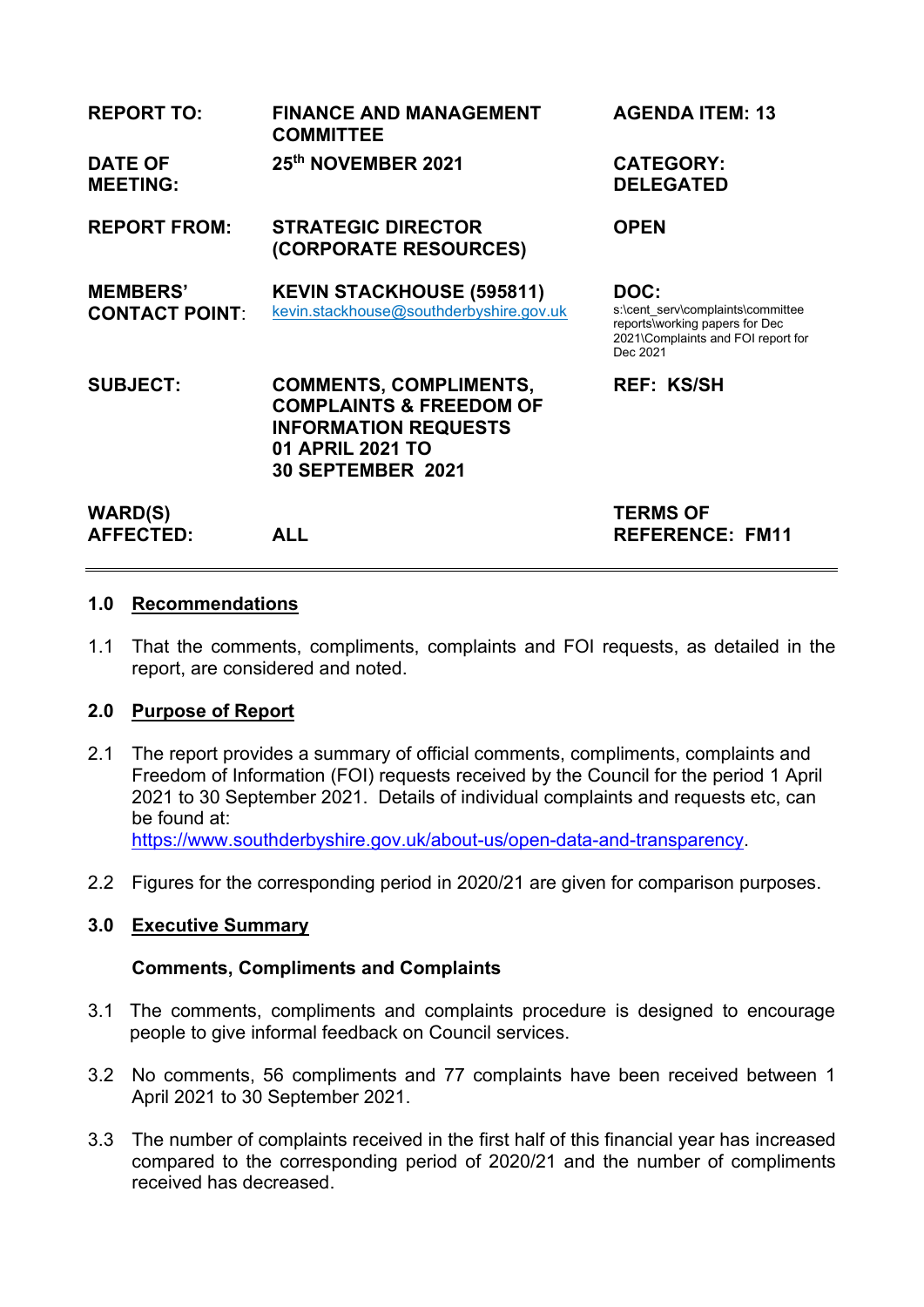| | | |
|---|---|---|
| **REPORT TO:** | **FINANCE AND MANAGEMENT COMMITTEE** | **AGENDA ITEM: 13** |
| **DATE OF MEETING:** | **25th NOVEMBER 2021** | **CATEGORY: DELEGATED** |
| **REPORT FROM:** | **STRATEGIC DIRECTOR (CORPORATE RESOURCES)** | **OPEN** |
| **MEMBERS' CONTACT POINT:** | **KEVIN STACKHOUSE (595811)** kevin.stackhouse@southderbyshire.gov.uk | **DOC:** s:\cent_serv\complaints\committee reports\working papers for Dec 2021\Complaints and FOI report for Dec 2021 |
| **SUBJECT:** | **COMMENTS, COMPLIMENTS, COMPLAINTS & FREEDOM OF INFORMATION REQUESTS 01 APRIL 2021 TO 30 SEPTEMBER 2021** | **REF: KS/SH** |
| **WARD(S) AFFECTED:** | **ALL** | **TERMS OF REFERENCE: FM11** |

## 1.0 Recommendations

1.1 That the comments, compliments, complaints and FOI requests, as detailed in the report, are considered and noted.

## 2.0 Purpose of Report

2.1 The report provides a summary of official comments, compliments, complaints and Freedom of Information (FOI) requests received by the Council for the period 1 April 2021 to 30 September 2021. Details of individual complaints and requests etc, can be found at: https://www.southderbyshire.gov.uk/about-us/open-data-and-transparency.

2.2 Figures for the corresponding period in 2020/21 are given for comparison purposes.

## 3.0 Executive Summary

### Comments, Compliments and Complaints

3.1 The comments, compliments and complaints procedure is designed to encourage people to give informal feedback on Council services.

3.2 No comments, 56 compliments and 77 complaints have been received between 1 April 2021 to 30 September 2021.

3.3 The number of complaints received in the first half of this financial year has increased compared to the corresponding period of 2020/21 and the number of compliments received has decreased.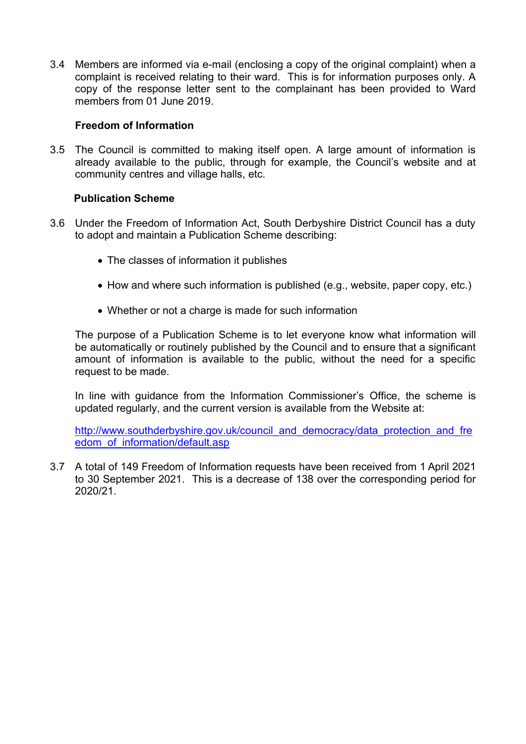3.4 Members are informed via e-mail (enclosing a copy of the original complaint) when a complaint is received relating to their ward. This is for information purposes only. A copy of the response letter sent to the complainant has been provided to Ward members from 01 June 2019.

**Freedom of Information**

3.5 The Council is committed to making itself open. A large amount of information is already available to the public, through for example, the Council's website and at community centres and village halls, etc.

**Publication Scheme**

3.6 Under the Freedom of Information Act, South Derbyshire District Council has a duty to adopt and maintain a Publication Scheme describing:

- The classes of information it publishes
- How and where such information is published (e.g., website, paper copy, etc.)
- Whether or not a charge is made for such information

The purpose of a Publication Scheme is to let everyone know what information will be automatically or routinely published by the Council and to ensure that a significant amount of information is available to the public, without the need for a specific request to be made.

In line with guidance from the Information Commissioner's Office, the scheme is updated regularly, and the current version is available from the Website at:

http://www.southderbyshire.gov.uk/council_and_democracy/data_protection_and_freedom_of_information/default.asp

3.7 A total of 149 Freedom of Information requests have been received from 1 April 2021 to 30 September 2021. This is a decrease of 138 over the corresponding period for 2020/21.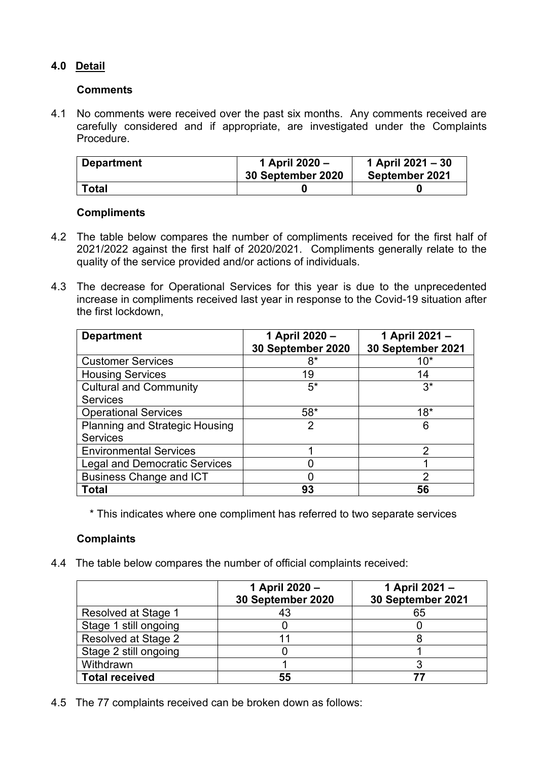## 4.0 Detail

**Comments**

4.1 No comments were received over the past six months. Any comments received are carefully considered and if appropriate, are investigated under the Complaints Procedure.

| Department | 1 April 2020 – 30 September 2020 | 1 April 2021 – 30 September 2021 |
|---|---|---|
| **Total** | **0** | **0** |

**Compliments**

4.2 The table below compares the number of compliments received for the first half of 2021/2022 against the first half of 2020/2021. Compliments generally relate to the quality of the service provided and/or actions of individuals.

4.3 The decrease for Operational Services for this year is due to the unprecedented increase in compliments received last year in response to the Covid-19 situation after the first lockdown,

| Department | 1 April 2020 – 30 September 2020 | 1 April 2021 – 30 September 2021 |
|---|---|---|
| Customer Services | 8* | 10* |
| Housing Services | 19 | 14 |
| Cultural and Community Services | 5* | 3* |
| Operational Services | 58* | 18* |
| Planning and Strategic Housing Services | 2 | 6 |
| Environmental Services | 1 | 2 |
| Legal and Democratic Services | 0 | 1 |
| Business Change and ICT | 0 | 2 |
| **Total** | **93** | **56** |

\* This indicates where one compliment has referred to two separate services

**Complaints**

4.4 The table below compares the number of official complaints received:

| | 1 April 2020 – 30 September 2020 | 1 April 2021 – 30 September 2021 |
|---|---|---|
| Resolved at Stage 1 | 43 | 65 |
| Stage 1 still ongoing | 0 | 0 |
| Resolved at Stage 2 | 11 | 8 |
| Stage 2 still ongoing | 0 | 1 |
| Withdrawn | 1 | 3 |
| **Total received** | **55** | **77** |

4.5 The 77 complaints received can be broken down as follows: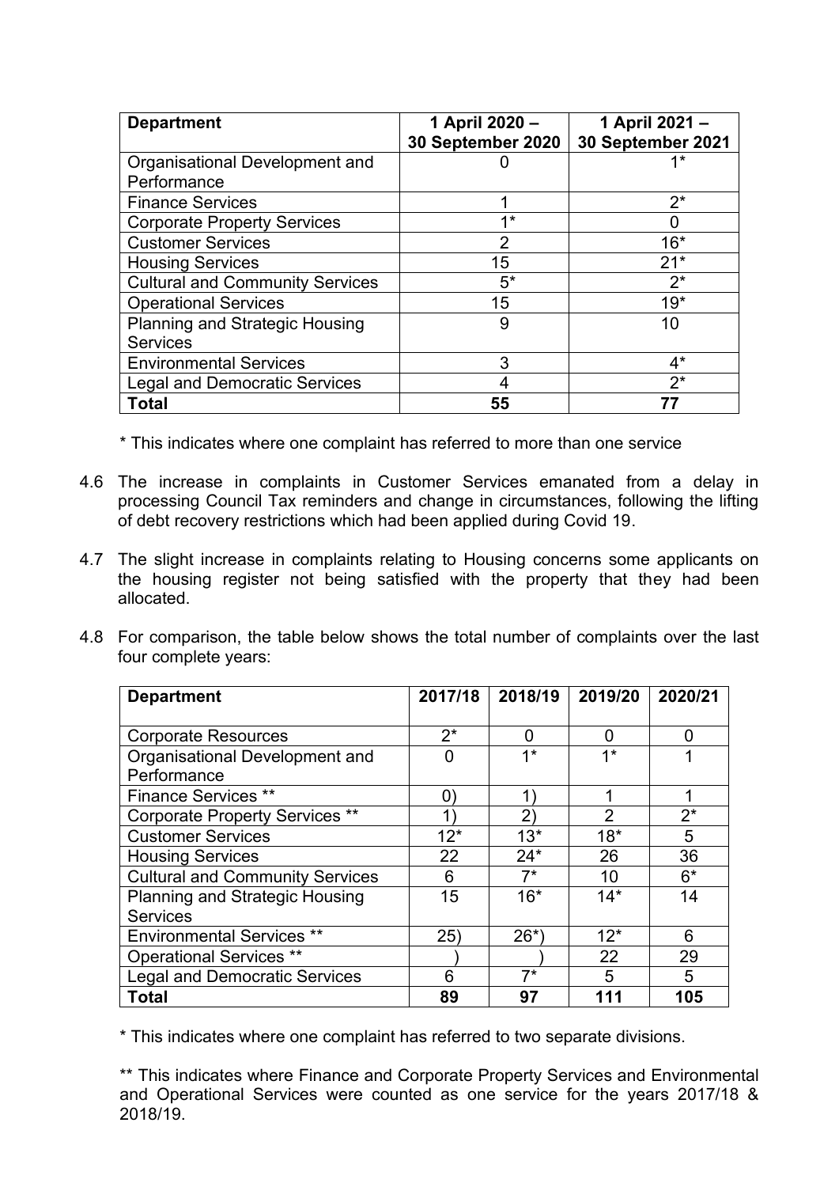| Department | 1 April 2020 – 30 September 2020 | 1 April 2021 – 30 September 2021 |
|---|---|---|
| Organisational Development and Performance | 0 | 1* |
| Finance Services | 1 | 2* |
| Corporate Property Services | 1* | 0 |
| Customer Services | 2 | 16* |
| Housing Services | 15 | 21* |
| Cultural and Community Services | 5* | 2* |
| Operational Services | 15 | 19* |
| Planning and Strategic Housing Services | 9 | 10 |
| Environmental Services | 3 | 4* |
| Legal and Democratic Services | 4 | 2* |
| **Total** | **55** | **77** |

* This indicates where one complaint has referred to more than one service

4.6 The increase in complaints in Customer Services emanated from a delay in processing Council Tax reminders and change in circumstances, following the lifting of debt recovery restrictions which had been applied during Covid 19.

4.7 The slight increase in complaints relating to Housing concerns some applicants on the housing register not being satisfied with the property that they had been allocated.

4.8 For comparison, the table below shows the total number of complaints over the last four complete years:

| Department | 2017/18 | 2018/19 | 2019/20 | 2020/21 |
|---|---|---|---|---|
| Corporate Resources | 2* | 0 | 0 | 0 |
| Organisational Development and Performance | 0 | 1* | 1* | 1 |
| Finance Services ** | 0) | 1) | 1 | 1 |
| Corporate Property Services ** | 1) | 2) | 2 | 2* |
| Customer Services | 12* | 13* | 18* | 5 |
| Housing Services | 22 | 24* | 26 | 36 |
| Cultural and Community Services | 6 | 7* | 10 | 6* |
| Planning and Strategic Housing Services | 15 | 16* | 14* | 14 |
| Environmental Services ** | 25) | 26*) | 12* | 6 |
| Operational Services ** | ) | ) | 22 | 29 |
| Legal and Democratic Services | 6 | 7* | 5 | 5 |
| **Total** | **89** | **97** | **111** | **105** |

* This indicates where one complaint has referred to two separate divisions.

** This indicates where Finance and Corporate Property Services and Environmental and Operational Services were counted as one service for the years 2017/18 & 2018/19.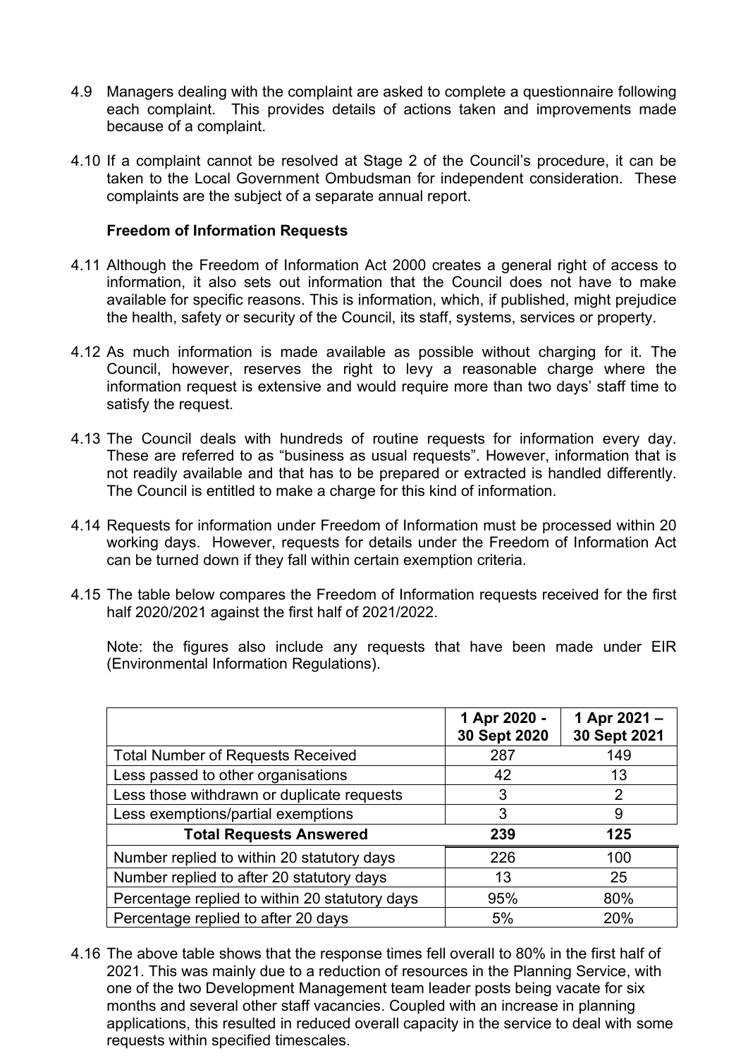4.9 Managers dealing with the complaint are asked to complete a questionnaire following each complaint. This provides details of actions taken and improvements made because of a complaint.

4.10 If a complaint cannot be resolved at Stage 2 of the Council's procedure, it can be taken to the Local Government Ombudsman for independent consideration. These complaints are the subject of a separate annual report.

**Freedom of Information Requests**

4.11 Although the Freedom of Information Act 2000 creates a general right of access to information, it also sets out information that the Council does not have to make available for specific reasons. This is information, which, if published, might prejudice the health, safety or security of the Council, its staff, systems, services or property.

4.12 As much information is made available as possible without charging for it. The Council, however, reserves the right to levy a reasonable charge where the information request is extensive and would require more than two days' staff time to satisfy the request.

4.13 The Council deals with hundreds of routine requests for information every day. These are referred to as "business as usual requests". However, information that is not readily available and that has to be prepared or extracted is handled differently. The Council is entitled to make a charge for this kind of information.

4.14 Requests for information under Freedom of Information must be processed within 20 working days. However, requests for details under the Freedom of Information Act can be turned down if they fall within certain exemption criteria.

4.15 The table below compares the Freedom of Information requests received for the first half 2020/2021 against the first half of 2021/2022.

Note: the figures also include any requests that have been made under EIR (Environmental Information Regulations).

| | **1 Apr 2020 - 30 Sept 2020** | **1 Apr 2021 – 30 Sept 2021** |
|---|---|---|
| Total Number of Requests Received | 287 | 149 |
| Less passed to other organisations | 42 | 13 |
| Less those withdrawn or duplicate requests | 3 | 2 |
| Less exemptions/partial exemptions | 3 | 9 |
| **Total Requests Answered** | **239** | **125** |
| Number replied to within 20 statutory days | 226 | 100 |
| Number replied to after 20 statutory days | 13 | 25 |
| Percentage replied to within 20 statutory days | 95% | 80% |
| Percentage replied to after 20 days | 5% | 20% |

4.16 The above table shows that the response times fell overall to 80% in the first half of 2021. This was mainly due to a reduction of resources in the Planning Service, with one of the two Development Management team leader posts being vacate for six months and several other staff vacancies. Coupled with an increase in planning applications, this resulted in reduced overall capacity in the service to deal with some requests within specified timescales.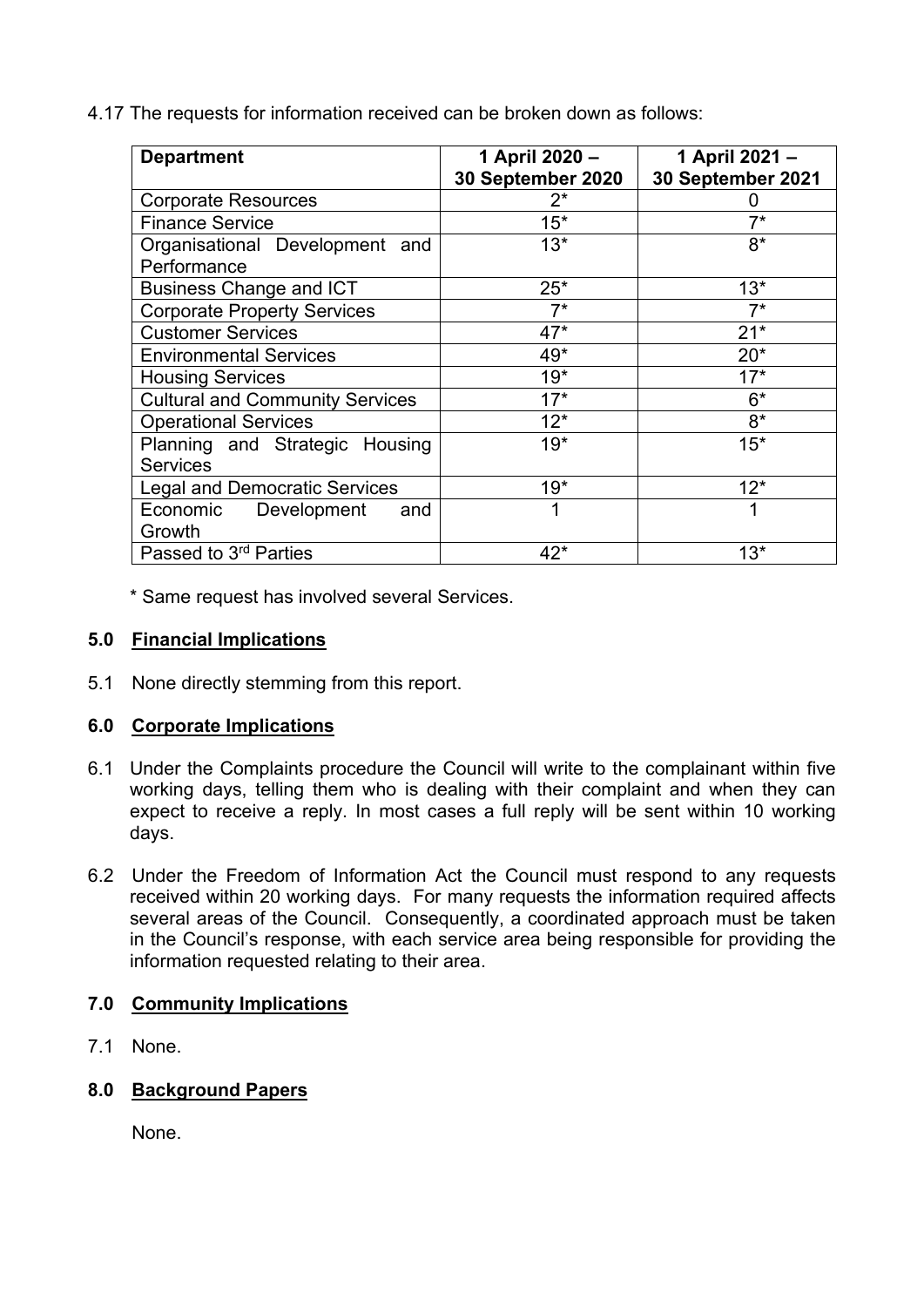4.17 The requests for information received can be broken down as follows:

| Department | 1 April 2020 – 30 September 2020 | 1 April 2021 – 30 September 2021 |
| --- | --- | --- |
| Corporate Resources | 2* | 0 |
| Finance Service | 15* | 7* |
| Organisational Development and Performance | 13* | 8* |
| Business Change and ICT | 25* | 13* |
| Corporate Property Services | 7* | 7* |
| Customer Services | 47* | 21* |
| Environmental Services | 49* | 20* |
| Housing Services | 19* | 17* |
| Cultural and Community Services | 17* | 6* |
| Operational Services | 12* | 8* |
| Planning and Strategic Housing Services | 19* | 15* |
| Legal and Democratic Services | 19* | 12* |
| Economic Development and Growth | 1 | 1 |
| Passed to 3rd Parties | 42* | 13* |

\* Same request has involved several Services.

## 5.0 Financial Implications

5.1 None directly stemming from this report.

## 6.0 Corporate Implications

6.1 Under the Complaints procedure the Council will write to the complainant within five working days, telling them who is dealing with their complaint and when they can expect to receive a reply. In most cases a full reply will be sent within 10 working days.

6.2 Under the Freedom of Information Act the Council must respond to any requests received within 20 working days. For many requests the information required affects several areas of the Council. Consequently, a coordinated approach must be taken in the Council's response, with each service area being responsible for providing the information requested relating to their area.

## 7.0 Community Implications

7.1 None.

## 8.0 Background Papers

None.